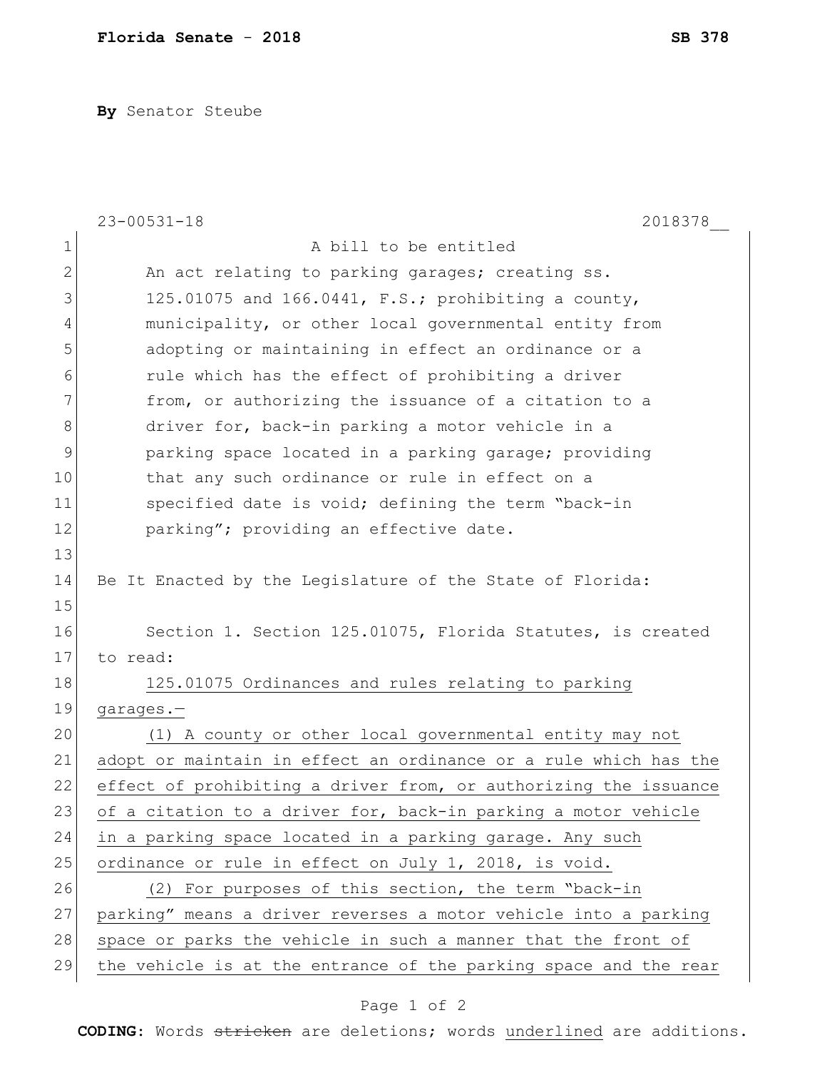**Florida Senate - 2018** **SB 378**

**By** Senator Steube

23-00531-18 2018378__

A bill to be entitled

An act relating to parking garages; creating ss. 125.01075 and 166.0441, F.S.; prohibiting a county, municipality, or other local governmental entity from adopting or maintaining in effect an ordinance or a rule which has the effect of prohibiting a driver from, or authorizing the issuance of a citation to a driver for, back-in parking a motor vehicle in a parking space located in a parking garage; providing that any such ordinance or rule in effect on a specified date is void; defining the term "back-in parking"; providing an effective date.

Be It Enacted by the Legislature of the State of Florida:

Section 1. Section 125.01075, Florida Statutes, is created to read:

125.01075 Ordinances and rules relating to parking garages.—

(1) A county or other local governmental entity may not adopt or maintain in effect an ordinance or a rule which has the effect of prohibiting a driver from, or authorizing the issuance of a citation to a driver for, back-in parking a motor vehicle in a parking space located in a parking garage. Any such ordinance or rule in effect on July 1, 2018, is void.

(2) For purposes of this section, the term "back-in parking" means a driver reverses a motor vehicle into a parking space or parks the vehicle in such a manner that the front of the vehicle is at the entrance of the parking space and the rear

**CODING:** Words ~~stricken~~ are deletions; words underlined are additions.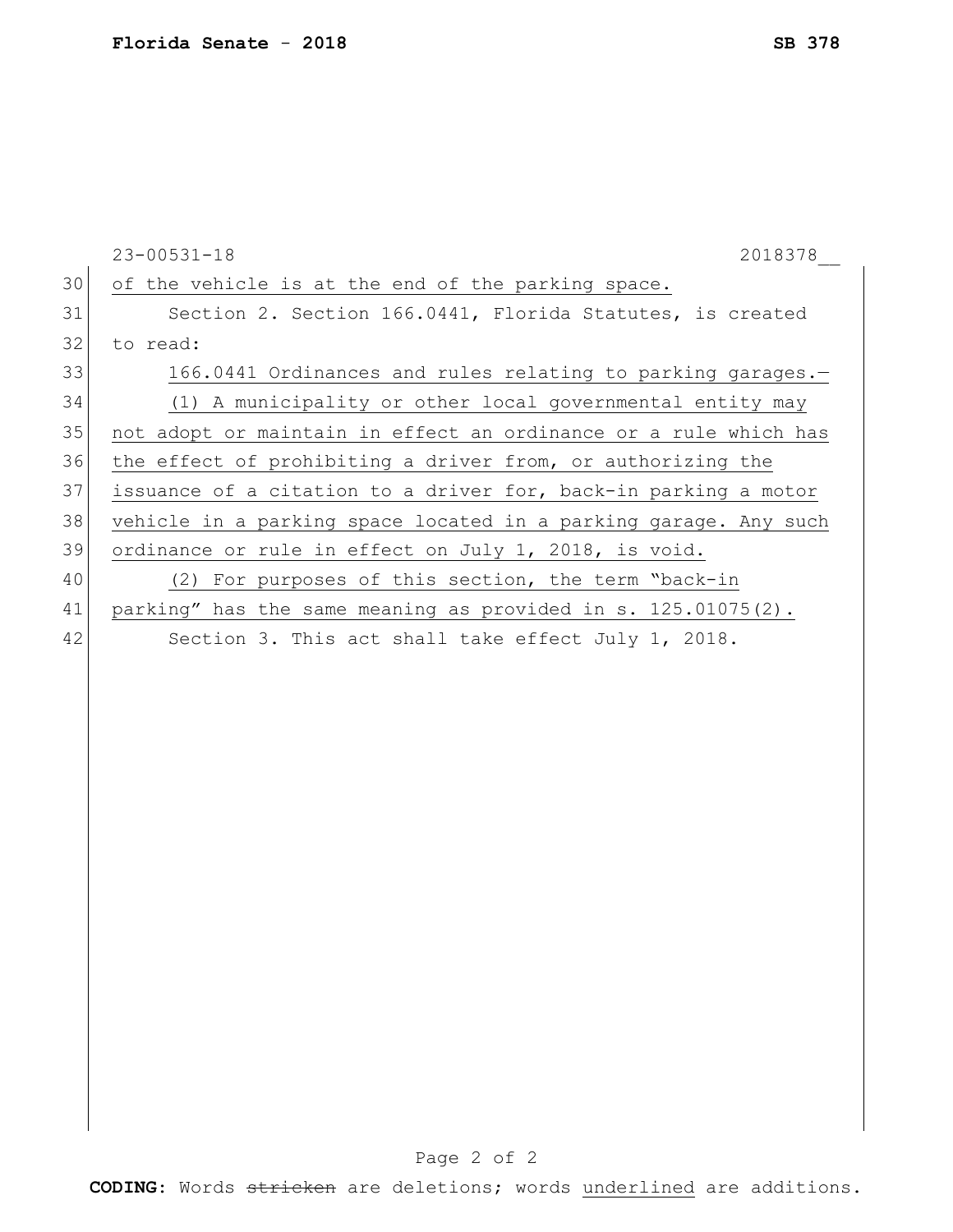23-00531-18 2018378__

of the vehicle is at the end of the parking space.

Section 2. Section 166.0441, Florida Statutes, is created to read:

166.0441 Ordinances and rules relating to parking garages.—

(1) A municipality or other local governmental entity may not adopt or maintain in effect an ordinance or a rule which has the effect of prohibiting a driver from, or authorizing the issuance of a citation to a driver for, back-in parking a motor vehicle in a parking space located in a parking garage. Any such ordinance or rule in effect on July 1, 2018, is void.

(2) For purposes of this section, the term "back-in parking" has the same meaning as provided in s. 125.01075(2).

Section 3. This act shall take effect July 1, 2018.

**CODING:** Words ~~stricken~~ are deletions; words underlined are additions.